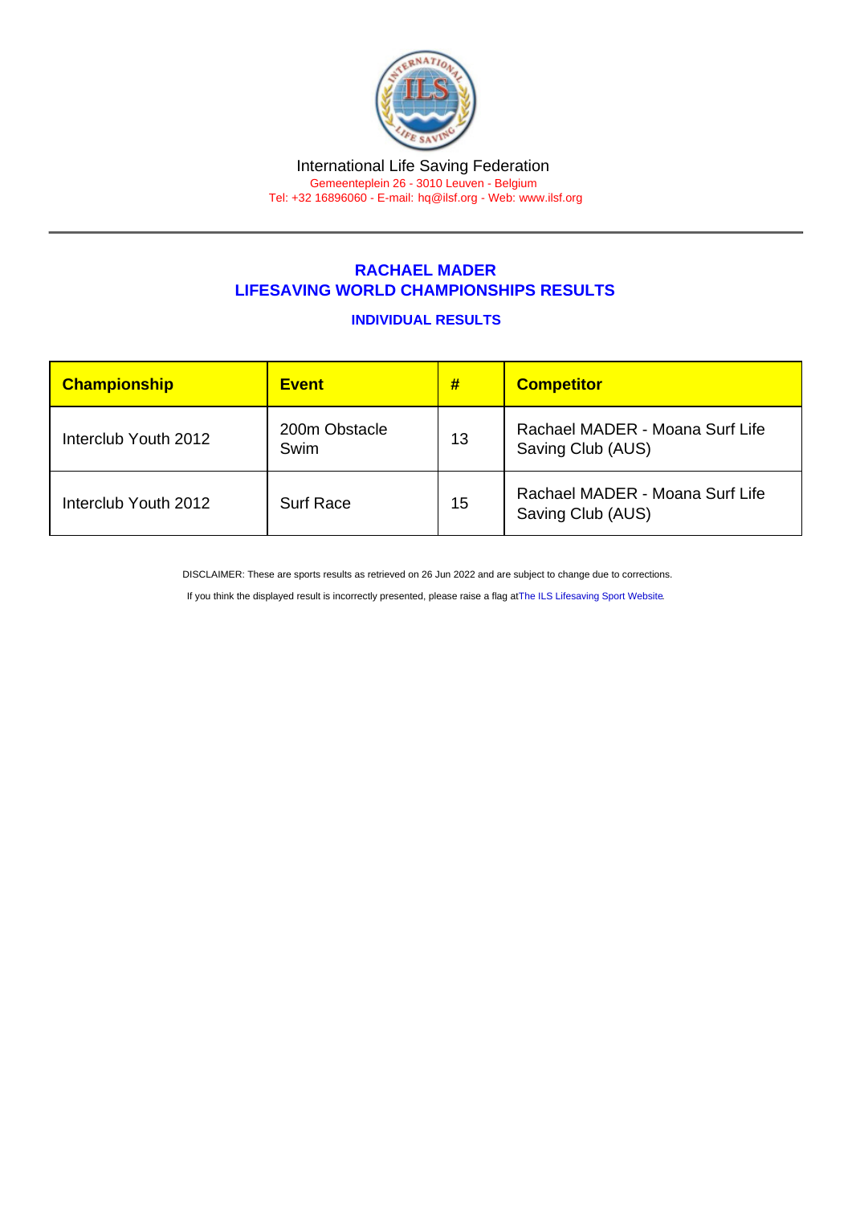International Life Saving Federation

Gemeenteplein 26 - 3010 Leuven - Belgium

Tel: +32 16896060 - E-mail: hq@ilsf.org - Web: www.ilsf.org

## RACHAEL MADER
## LIFESAVING WORLD CHAMPIONSHIPS RESULTS

### INDIVIDUAL RESULTS

| Championship | Event | # | Competitor |
|---|---|---|---|
| Interclub Youth 2012 | 200m Obstacle Swim | 13 | Rachael MADER - Moana Surf Life Saving Club (AUS) |
| Interclub Youth 2012 | Surf Race | 15 | Rachael MADER - Moana Surf Life Saving Club (AUS) |

DISCLAIMER: These are sports results as retrieved on 26 Jun 2022 and are subject to change due to corrections.

If you think the displayed result is incorrectly presented, please raise a flag at The ILS Lifesaving Sport Website.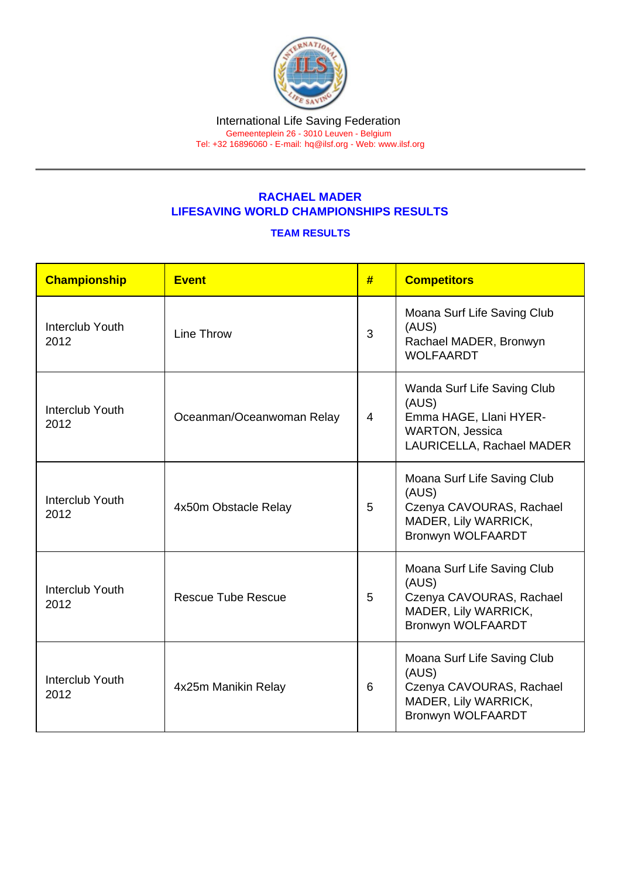International Life Saving Federation
Gemeenteplein 26 - 3010 Leuven - Belgium
Tel: +32 16896060 - E-mail: hq@ilsf.org - Web: www.ilsf.org

## RACHAEL MADER
## LIFESAVING WORLD CHAMPIONSHIPS RESULTS

### TEAM RESULTS

| Championship | Event | # | Competitors |
|---|---|---|---|
| Interclub Youth 2012 | Line Throw | 3 | Moana Surf Life Saving Club (AUS) Rachael MADER, Bronwyn WOLFAARDT |
| Interclub Youth 2012 | Oceanman/Oceanwoman Relay | 4 | Wanda Surf Life Saving Club (AUS) Emma HAGE, Llani HYER-WARTON, Jessica LAURICELLA, Rachael MADER |
| Interclub Youth 2012 | 4x50m Obstacle Relay | 5 | Moana Surf Life Saving Club (AUS) Czenya CAVOURAS, Rachael MADER, Lily WARRICK, Bronwyn WOLFAARDT |
| Interclub Youth 2012 | Rescue Tube Rescue | 5 | Moana Surf Life Saving Club (AUS) Czenya CAVOURAS, Rachael MADER, Lily WARRICK, Bronwyn WOLFAARDT |
| Interclub Youth 2012 | 4x25m Manikin Relay | 6 | Moana Surf Life Saving Club (AUS) Czenya CAVOURAS, Rachael MADER, Lily WARRICK, Bronwyn WOLFAARDT |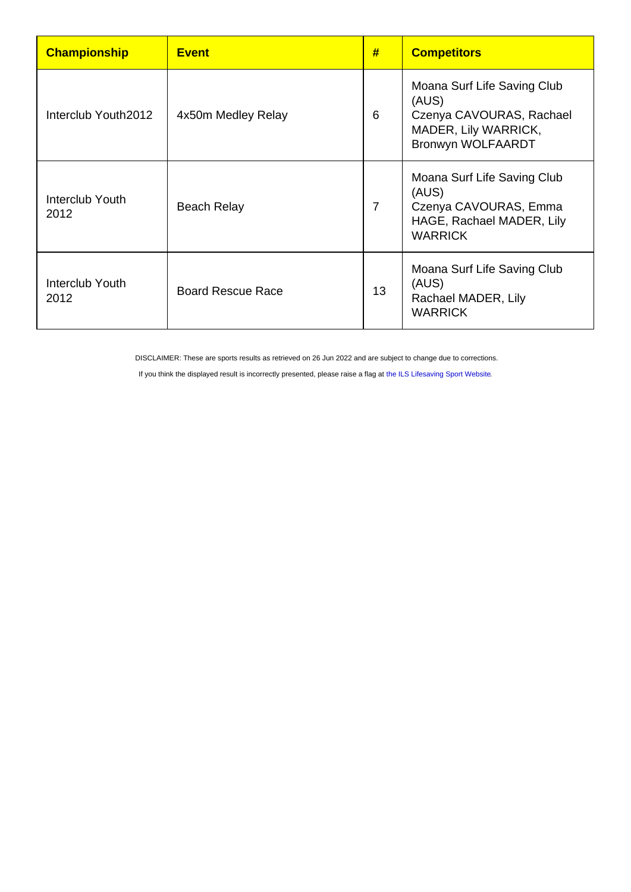| Championship | Event | # | Competitors |
| --- | --- | --- | --- |
| Interclub Youth2012 | 4x50m Medley Relay | 6 | Moana Surf Life Saving Club (AUS) Czenya CAVOURAS, Rachael MADER, Lily WARRICK, Bronwyn WOLFAARDT |
| Interclub Youth 2012 | Beach Relay | 7 | Moana Surf Life Saving Club (AUS) Czenya CAVOURAS, Emma HAGE, Rachael MADER, Lily WARRICK |
| Interclub Youth 2012 | Board Rescue Race | 13 | Moana Surf Life Saving Club (AUS) Rachael MADER, Lily WARRICK |

DISCLAIMER: These are sports results as retrieved on 26 Jun 2022 and are subject to change due to corrections.

If you think the displayed result is incorrectly presented, please raise a flag at the ILS Lifesaving Sport Website.